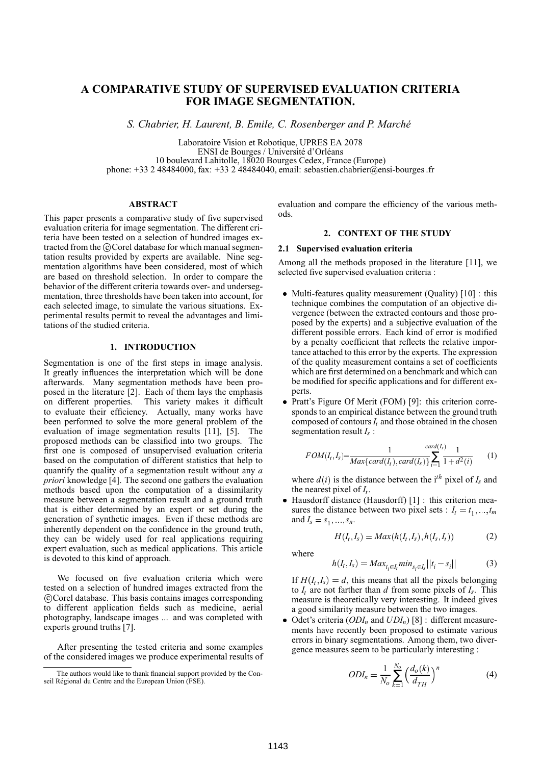# A COMPARATIVE STUDY OF SUPERVISED EVALUATION CRITERIA FOR IMAGE SEGMENTATION.

*S. Chabrier, H. Laurent, B. Emile, C. Rosenberger and P. Marché*

Laboratoire Vision et Robotique, UPRES EA 2078
ENSI de Bourges / Université d'Orléans
10 boulevard Lahitolle, 18020 Bourges Cedex, France (Europe)
phone: +33 2 48484000, fax: +33 2 48484040, email: sebastien.chabrier@ensi-bourges.fr

## ABSTRACT

This paper presents a comparative study of five supervised evaluation criteria for image segmentation. The different criteria have been tested on a selection of hundred images extracted from the ©Corel database for which manual segmentation results provided by experts are available. Nine segmentation algorithms have been considered, most of which are based on threshold selection. In order to compare the behavior of the different criteria towards over- and undersegmentation, three thresholds have been taken into account, for each selected image, to simulate the various situations. Experimental results permit to reveal the advantages and limitations of the studied criteria.

## 1. INTRODUCTION

Segmentation is one of the first steps in image analysis. It greatly influences the interpretation which will be done afterwards. Many segmentation methods have been proposed in the literature [2]. Each of them lays the emphasis on different properties. This variety makes it difficult to evaluate their efficiency. Actually, many works have been performed to solve the more general problem of the evaluation of image segmentation results [11], [5]. The proposed methods can be classified into two groups. The first one is composed of unsupervised evaluation criteria based on the computation of different statistics that help to quantify the quality of a segmentation result without any *a priori* knowledge [4]. The second one gathers the evaluation methods based upon the computation of a dissimilarity measure between a segmentation result and a ground truth that is either determined by an expert or set during the generation of synthetic images. Even if these methods are inherently dependent on the confidence in the ground truth, they can be widely used for real applications requiring expert evaluation, such as medical applications. This article is devoted to this kind of approach.

We focused on five evaluation criteria which were tested on a selection of hundred images extracted from the ©Corel database. This basis contains images corresponding to different application fields such as medicine, aerial photography, landscape images ... and was completed with experts ground truths [7].

After presenting the tested criteria and some examples of the considered images we produce experimental results of evaluation and compare the efficiency of the various methods.

## 2. CONTEXT OF THE STUDY

### 2.1 Supervised evaluation criteria

Among all the methods proposed in the literature [11], we selected five supervised evaluation criteria :

- Multi-features quality measurement (Quality) [10] : this technique combines the computation of an objective divergence (between the extracted contours and those proposed by the experts) and a subjective evaluation of the different possible errors. Each kind of error is modified by a penalty coefficient that reflects the relative importance attached to this error by the experts. The expression of the quality measurement contains a set of coefficients which are first determined on a benchmark and which can be modified for specific applications and for different experts.
- Pratt's Figure Of Merit (FOM) [9]: this criterion corresponds to an empirical distance between the ground truth composed of contours $I_t$ and those obtained in the chosen segmentation result $I_s$ :

$$FOM(I_t, I_s) = \frac{1}{Max\{card(I_t), card(I_s)\}} \sum_{i=1}^{card(I_s)} \frac{1}{1+d^2(i)} \quad (1)$$

  where $d(i)$ is the distance between the i$^{th}$ pixel of $I_s$ and the nearest pixel of $I_t$.
- Hausdorff distance (Hausdorff) [1] : this criterion measures the distance between two pixel sets : $I_t = t_1, ..., t_m$ and $I_s = s_1, ..., s_n$.

$$H(I_t, I_s) = Max(h(I_t, I_s), h(I_s, I_t)) \quad (2)$$

  where

$$h(I_t, I_s) = Max_{t_i \in I_t} min_{s_j \in I_s} ||t_i - s_i|| \quad (3)$$

  If $H(I_t, I_s) = d$, this means that all the pixels belonging to $I_t$ are not farther than $d$ from some pixels of $I_s$. This measure is theoretically very interesting. It indeed gives a good similarity measure between the two images.
- Odet's criteria ($ODI_n$ and $UDI_n$) [8] : different measurements have recently been proposed to estimate various errors in binary segmentations. Among them, two divergence measures seem to be particularly interesting :

$$ODI_n = \frac{1}{N_o} \sum_{k=1}^{N_o} \left(\frac{d_o(k)}{d_{TH}}\right)^n \quad (4)$$

The authors would like to thank financial support provided by the Conseil Régional du Centre and the European Union (FSE).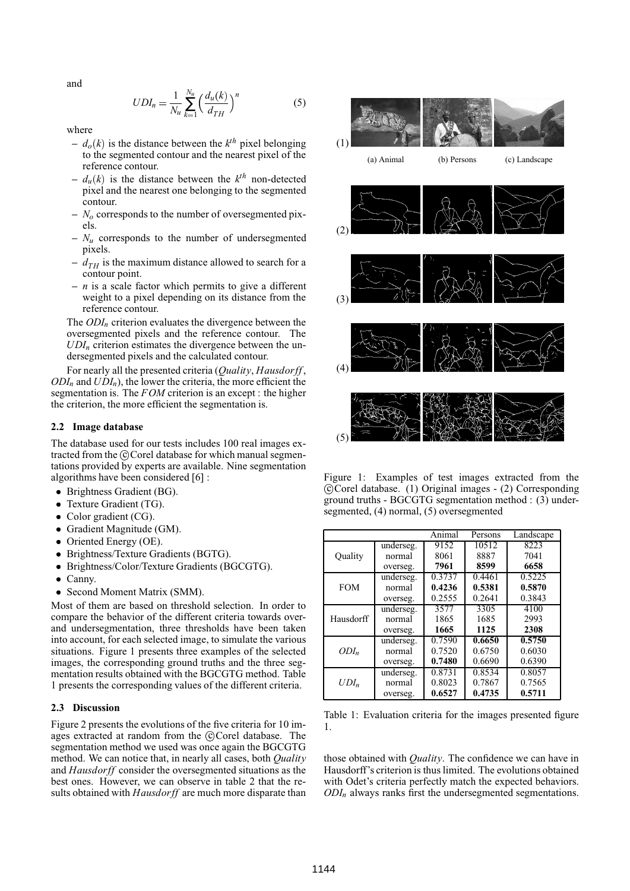and

$$UDI_n = \frac{1}{N_u} \sum_{k=1}^{N_u} \Big( \frac{d_u(k)}{d_{TH}} \Big)^n \quad (5)$$

where

- $d_o(k)$ is the distance between the $k^{th}$ pixel belonging to the segmented contour and the nearest pixel of the reference contour.
- $d_u(k)$ is the distance between the $k^{th}$ non-detected pixel and the nearest one belonging to the segmented contour.
- $N_o$ corresponds to the number of oversegmented pixels.
- $N_u$ corresponds to the number of undersegmented pixels.
- $d_{TH}$ is the maximum distance allowed to search for a contour point.
- $n$ is a scale factor which permits to give a different weight to a pixel depending on its distance from the reference contour.

The $ODI_n$ criterion evaluates the divergence between the oversegmented pixels and the reference contour. The $UDI_n$ criterion estimates the divergence between the undersegmented pixels and the calculated contour.

For nearly all the presented criteria (*Quality*, *Hausdorff*, $ODI_n$ and $UDI_n$), the lower the criteria, the more efficient the segmentation is. The *FOM* criterion is an except : the higher the criterion, the more efficient the segmentation is.

### 2.2 Image database

The database used for our tests includes 100 real images extracted from the ©Corel database for which manual segmentations provided by experts are available. Nine segmentation algorithms have been considered [6] :

- Brightness Gradient (BG).
- Texture Gradient (TG).
- Color gradient (CG).
- Gradient Magnitude (GM).
- Oriented Energy (OE).
- Brightness/Texture Gradients (BGTG).
- Brightness/Color/Texture Gradients (BGCGTG).
- Canny.
- Second Moment Matrix (SMM).

Most of them are based on threshold selection. In order to compare the behavior of the different criteria towards over- and undersegmentation, three thresholds have been taken into account, for each selected image, to simulate the various situations. Figure 1 presents three examples of the selected images, the corresponding ground truths and the three segmentation results obtained with the BGCGTG method. Table 1 presents the corresponding values of the different criteria.

Figure 1: Examples of test images extracted from the ©Corel database. (1) Original images - (2) Corresponding ground truths - BGCGTG segmentation method : (3) undersegmented, (4) normal, (5) oversegmented

| | | Animal | Persons | Landscape |
|---|---|---|---|---|
| Quality | underseg. | 9152 | 10512 | 8223 |
| | normal | 8061 | 8887 | 7041 |
| | overseg. | **7961** | **8599** | **6658** |
| FOM | underseg. | 0.3737 | 0.4461 | 0.5225 |
| | normal | **0.4236** | **0.5381** | **0.5870** |
| | overseg. | 0.2555 | 0.2641 | 0.3843 |
| Hausdorff | underseg. | 3577 | 3305 | 4100 |
| | normal | 1865 | 1685 | 2993 |
| | overseg. | **1665** | **1125** | **2308** |
| $ODI_n$ | underseg. | 0.7590 | **0.6650** | **0.5750** |
| | normal | 0.7520 | 0.6750 | 0.6030 |
| | overseg. | **0.7480** | 0.6690 | 0.6390 |
| $UDI_n$ | underseg. | 0.8731 | 0.8534 | 0.8057 |
| | normal | 0.8023 | 0.7867 | 0.7565 |
| | overseg. | **0.6527** | **0.4735** | **0.5711** |

Table 1: Evaluation criteria for the images presented figure 1.

### 2.3 Discussion

Figure 2 presents the evolutions of the five criteria for 10 images extracted at random from the ©Corel database. The segmentation method we used was once again the BGCGTG method. We can notice that, in nearly all cases, both *Quality* and *Hausdorff* consider the oversegmented situations as the best ones. However, we can observe in table 2 that the results obtained with *Hausdorff* are much more disparate than those obtained with *Quality*. The confidence we can have in Hausdorff's criterion is thus limited. The evolutions obtained with Odet's criteria perfectly match the expected behaviors. $ODI_n$ always ranks first the undersegmented segmentations.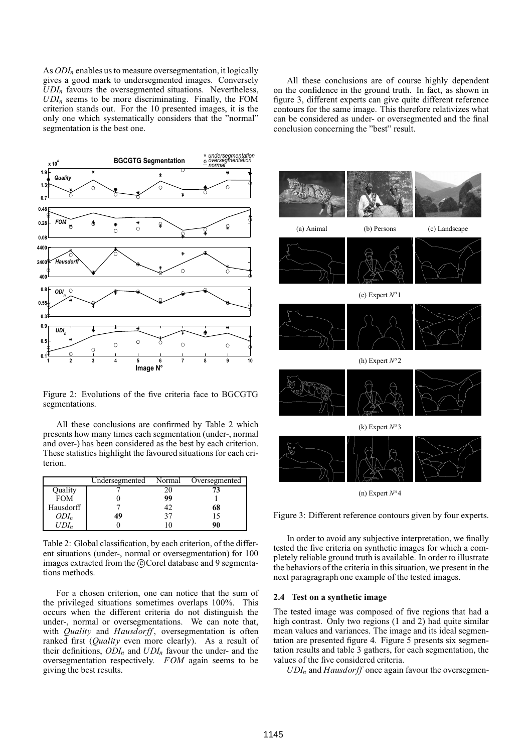As $ODI_n$ enables us to measure oversegmentation, it logically gives a good mark to undersegmented images. Conversely $UDI_n$ favours the oversegmented situations. Nevertheless, $UDI_n$ seems to be more discriminating. Finally, the FOM criterion stands out. For the 10 presented images, it is the only one which systematically considers that the "normal" segmentation is the best one.

Figure 2: Evolutions of the five criteria face to BGCGTG segmentations.

All these conclusions are confirmed by Table 2 which presents how many times each segmentation (under-, normal and over-) has been considered as the best by each criterion. These statistics highlight the favoured situations for each criterion.

| | Undersegmented | Normal | Oversegmented |
|---|---|---|---|
| Quality | 7 | 20 | **73** |
| FOM | 0 | **99** | 1 |
| Hausdorff | 7 | 42 | **68** |
| $ODI_n$ | **49** | 37 | 15 |
| $UDI_n$ | 0 | 10 | **90** |

Table 2: Global classification, by each criterion, of the different situations (under-, normal or oversegmentation) for 100 images extracted from the ©Corel database and 9 segmentations methods.

For a chosen criterion, one can notice that the sum of the privileged situations sometimes overlaps 100%. This occurs when the different criteria do not distinguish the under-, normal or oversegmentations. We can note that, with *Quality* and *Hausdorff*, oversegmentation is often ranked first (*Quality* even more clearly). As a result of their definitions, $ODI_n$ and $UDI_n$ favour the under- and the oversegmentation respectively. *FOM* again seems to be giving the best results.

All these conclusions are of course highly dependent on the confidence in the ground truth. In fact, as shown in figure 3, different experts can give quite different reference contours for the same image. This therefore relativizes what can be considered as under- or oversegmented and the final conclusion concerning the "best" result.

(a) Animal (b) Persons (c) Landscape

(e) Expert $N^o 1$

(h) Expert $N^o 2$

(k) Expert $N^o 3$

(n) Expert $N^o 4$

Figure 3: Different reference contours given by four experts.

In order to avoid any subjective interpretation, we finally tested the five criteria on synthetic images for which a completely reliable ground truth is available. In order to illustrate the behaviors of the criteria in this situation, we present in the next paragraph one example of the tested images.

### 2.4 Test on a synthetic image

The tested image was composed of five regions that had a high contrast. Only two regions (1 and 2) had quite similar mean values and variances. The image and its ideal segmentation are presented figure 4. Figure 5 presents six segmentation results and table 3 gathers, for each segmentation, the values of the five considered criteria.

$UDI_n$ and *Hausdorff* once again favour the oversegmen-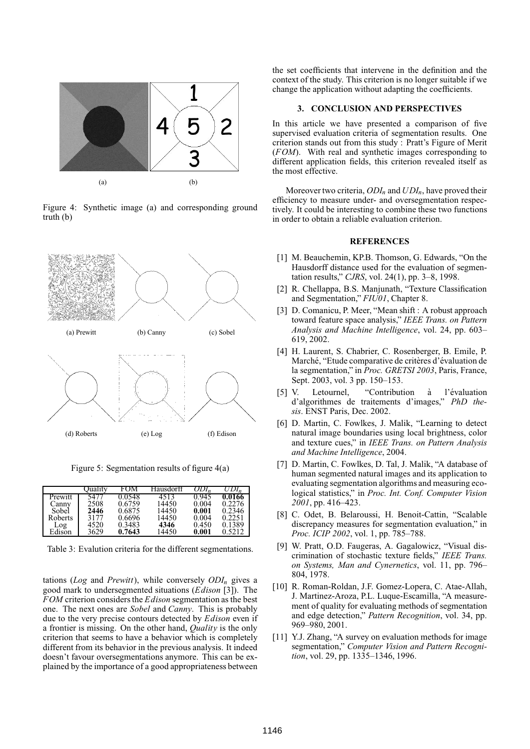(a)

(b)

Figure 4: Synthetic image (a) and corresponding ground truth (b)

(a) Prewitt (b) Canny (c) Sobel

(d) Roberts (e) Log (f) Edison

Figure 5: Segmentation results of figure 4(a)

| | Quality | FOM | Hausdorff | $ODI_n$ | $UDI_n$ |
|---|---|---|---|---|---|
| Prewitt | 5477 | 0.0548 | 4513 | 0.945 | **0.0166** |
| Canny | 2508 | 0.6759 | 14450 | 0.004 | 0.2276 |
| Sobel | **2446** | 0.6875 | 14450 | **0.001** | 0.2346 |
| Roberts | 3177 | 0.6696 | 14450 | 0.004 | 0.2251 |
| Log | 4520 | 0.3483 | **4346** | 0.450 | 0.1389 |
| Edison | 3629 | **0.7643** | 14450 | **0.001** | 0.5212 |

Table 3: Evalution criteria for the different segmentations.

tations (*Log* and *Prewitt*), while conversely $ODI_n$ gives a good mark to undersegmented situations (*Edison* [3]). The *FOM* criterion considers the *Edison* segmentation as the best one. The next ones are *Sobel* and *Canny*. This is probably due to the very precise contours detected by *Edison* even if a frontier is missing. On the other hand, *Quality* is the only criterion that seems to have a behavior which is completely different from its behavior in the previous analysis. It indeed doesn't favour oversegmentations anymore. This can be explained by the importance of a good appropriateness between the set coefficients that intervene in the definition and the context of the study. This criterion is no longer suitable if we change the application without adapting the coefficients.

## 3. CONCLUSION AND PERSPECTIVES

In this article we have presented a comparison of five supervised evaluation criteria of segmentation results. One criterion stands out from this study : Pratt's Figure of Merit (*FOM*). With real and synthetic images corresponding to different application fields, this criterion revealed itself as the most effective.

Moreover two criteria, $ODI_n$ and $UDI_n$, have proved their efficiency to measure under- and oversegmentation respectively. It could be interesting to combine these two functions in order to obtain a reliable evaluation criterion.

## REFERENCES

[1] M. Beauchemin, KP.B. Thomson, G. Edwards, "On the Hausdorff distance used for the evaluation of segmentation results," *CJRS*, vol. 24(1), pp. 3–8, 1998.

[2] R. Chellappa, B.S. Manjunath, "Texture Classification and Segmentation," *FIU01*, Chapter 8.

[3] D. Comanicu, P. Meer, "Mean shift : A robust approach toward feature space analysis," *IEEE Trans. on Pattern Analysis and Machine Intelligence*, vol. 24, pp. 603–619, 2002.

[4] H. Laurent, S. Chabrier, C. Rosenberger, B. Emile, P. Marché, "Etude comparative de critères d'évaluation de la segmentation," in *Proc. GRETSI 2003*, Paris, France, Sept. 2003, vol. 3 pp. 150–153.

[5] V. Letournel, "Contribution à l'évaluation d'algorithmes de traitements d'images," *PhD thesis*. ENST Paris, Dec. 2002.

[6] D. Martin, C. Fowlkes, J. Malik, "Learning to detect natural image boundaries using local brightness, color and texture cues," in *IEEE Trans. on Pattern Analysis and Machine Intelligence*, 2004.

[7] D. Martin, C. Fowlkes, D. Tal, J. Malik, "A database of human segmented natural images and its application to evaluating segmentation algorithms and measuring ecological statistics," in *Proc. Int. Conf. Computer Vision 2001*, pp. 416–423.

[8] C. Odet, B. Belaroussi, H. Benoit-Cattin, "Scalable discrepancy measures for segmentation evaluation," in *Proc. ICIP 2002*, vol. 1, pp. 785–788.

[9] W. Pratt, O.D. Faugeras, A. Gagalowicz, "Visual discrimination of stochastic texture fields," *IEEE Trans. on Systems, Man and Cynernetics*, vol. 11, pp. 796–804, 1978.

[10] R. Roman-Roldan, J.F. Gomez-Lopera, C. Atae-Allah, J. Martinez-Aroza, P.L. Luque-Escamilla, "A measurement of quality for evaluating methods of segmentation and edge detection," *Pattern Recognition*, vol. 34, pp. 969–980, 2001.

[11] Y.J. Zhang, "A survey on evaluation methods for image segmentation," *Computer Vision and Pattern Recognition*, vol. 29, pp. 1335–1346, 1996.